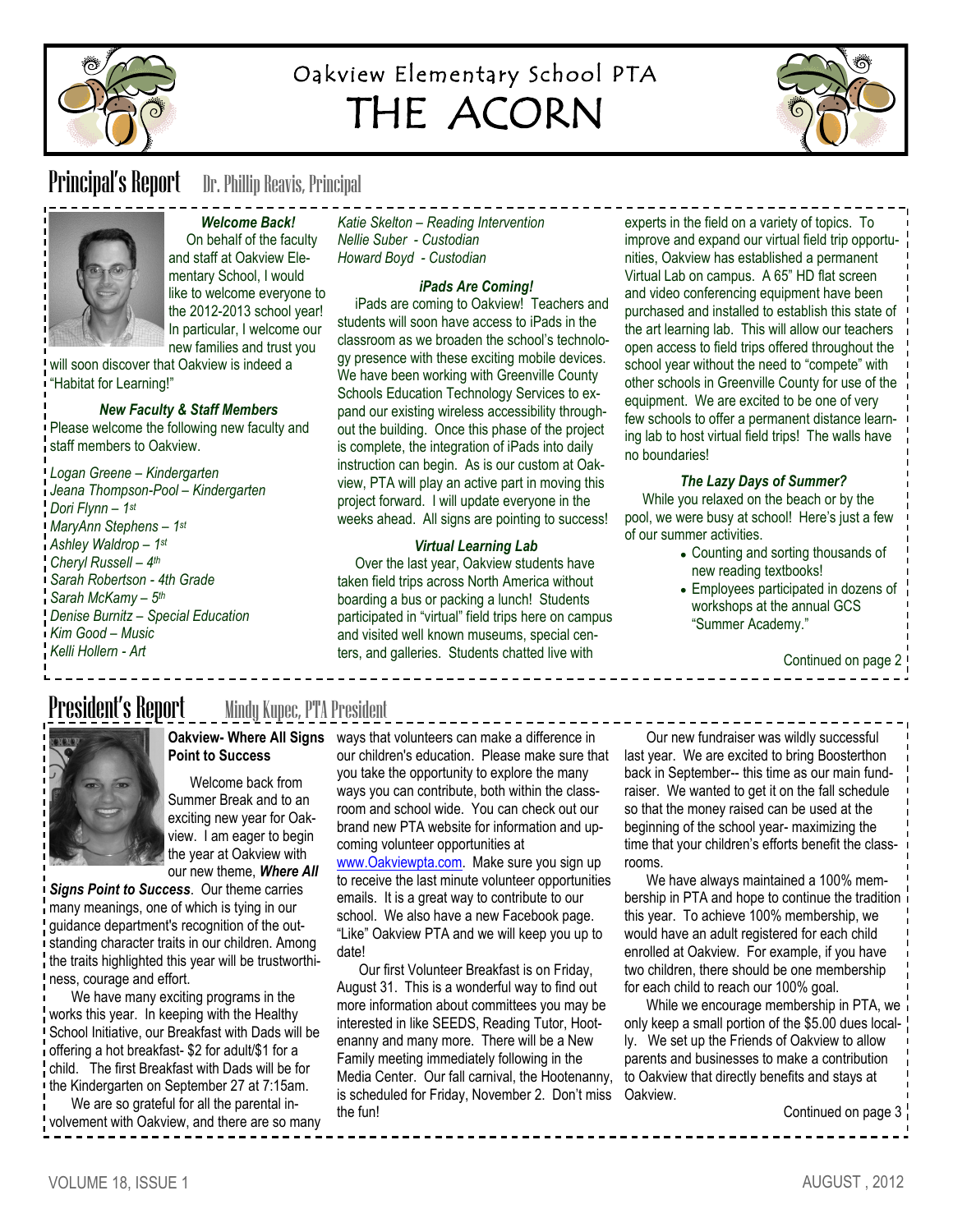# Oakview Elementary School PTA
# THE ACORN

## Principal's Report
Dr. Phillip Reavis, Principal

***Welcome Back!***

On behalf of the faculty and staff at Oakview Elementary School, I would like to welcome everyone to the 2012-2013 school year! In particular, I welcome our new families and trust you will soon discover that Oakview is indeed a "Habitat for Learning!"

***New Faculty & Staff Members***

Please welcome the following new faculty and staff members to Oakview.

*Logan Greene – Kindergarten*
*Jeana Thompson-Pool – Kindergarten*
*Dori Flynn – 1st*
*MaryAnn Stephens – 1st*
*Ashley Waldrop – 1st*
*Cheryl Russell – 4th*
*Sarah Robertson - 4th Grade*
*Sarah McKamy – 5th*
*Denise Burnitz – Special Education*
*Kim Good – Music*
*Kelli Hollern - Art*
*Katie Skelton – Reading Intervention*
*Nellie Suber - Custodian*
*Howard Boyd - Custodian*

***iPads Are Coming!***

iPads are coming to Oakview! Teachers and students will soon have access to iPads in the classroom as we broaden the school's technology presence with these exciting mobile devices. We have been working with Greenville County Schools Education Technology Services to expand our existing wireless accessibility throughout the building. Once this phase of the project is complete, the integration of iPads into daily instruction can begin. As is our custom at Oakview, PTA will play an active part in moving this project forward. I will update everyone in the weeks ahead. All signs are pointing to success!

***Virtual Learning Lab***

Over the last year, Oakview students have taken field trips across North America without boarding a bus or packing a lunch! Students participated in "virtual" field trips here on campus and visited well known museums, special centers, and galleries. Students chatted live with experts in the field on a variety of topics. To improve and expand our virtual field trip opportunities, Oakview has established a permanent Virtual Lab on campus. A 65" HD flat screen and video conferencing equipment have been purchased and installed to establish this state of the art learning lab. This will allow our teachers open access to field trips offered throughout the school year without the need to "compete" with other schools in Greenville County for use of the equipment. We are excited to be one of very few schools to offer a permanent distance learning lab to host virtual field trips! The walls have no boundaries!

***The Lazy Days of Summer?***

While you relaxed on the beach or by the pool, we were busy at school! Here's just a few of our summer activities.

- Counting and sorting thousands of new reading textbooks!
- Employees participated in dozens of workshops at the annual GCS "Summer Academy."

Continued on page 2

## President's Report
Mindy Kupec, PTA President

**Oakview- Where All Signs Point to Success**

Welcome back from Summer Break and to an exciting new year for Oakview. I am eager to begin the year at Oakview with our new theme, ***Where All Signs Point to Success***. Our theme carries many meanings, one of which is tying in our guidance department's recognition of the outstanding character traits in our children. Among the traits highlighted this year will be trustworthiness, courage and effort.

We have many exciting programs in the works this year. In keeping with the Healthy School Initiative, our Breakfast with Dads will be offering a hot breakfast- $2 for adult/$1 for a child. The first Breakfast with Dads will be for the Kindergarten on September 27 at 7:15am.

We are so grateful for all the parental involvement with Oakview, and there are so many ways that volunteers can make a difference in our children's education. Please make sure that you take the opportunity to explore the many ways you can contribute, both within the classroom and school wide. You can check out our brand new PTA website for information and upcoming volunteer opportunities at www.Oakviewpta.com. Make sure you sign up to receive the last minute volunteer opportunities emails. It is a great way to contribute to our school. We also have a new Facebook page. "Like" Oakview PTA and we will keep you up to date!

Our first Volunteer Breakfast is on Friday, August 31. This is a wonderful way to find out more information about committees you may be interested in like SEEDS, Reading Tutor, Hootenanny and many more. There will be a New Family meeting immediately following in the Media Center. Our fall carnival, the Hootenanny, is scheduled for Friday, November 2. Don't miss the fun!

Our new fundraiser was wildly successful last year. We are excited to bring Boosterthon back in September-- this time as our main fundraiser. We wanted to get it on the fall schedule so that the money raised can be used at the beginning of the school year- maximizing the time that your children's efforts benefit the classrooms.

We have always maintained a 100% membership in PTA and hope to continue the tradition this year. To achieve 100% membership, we would have an adult registered for each child enrolled at Oakview. For example, if you have two children, there should be one membership for each child to reach our 100% goal.

While we encourage membership in PTA, we only keep a small portion of the $5.00 dues locally. We set up the Friends of Oakview to allow parents and businesses to make a contribution to Oakview that directly benefits and stays at Oakview.

Continued on page 3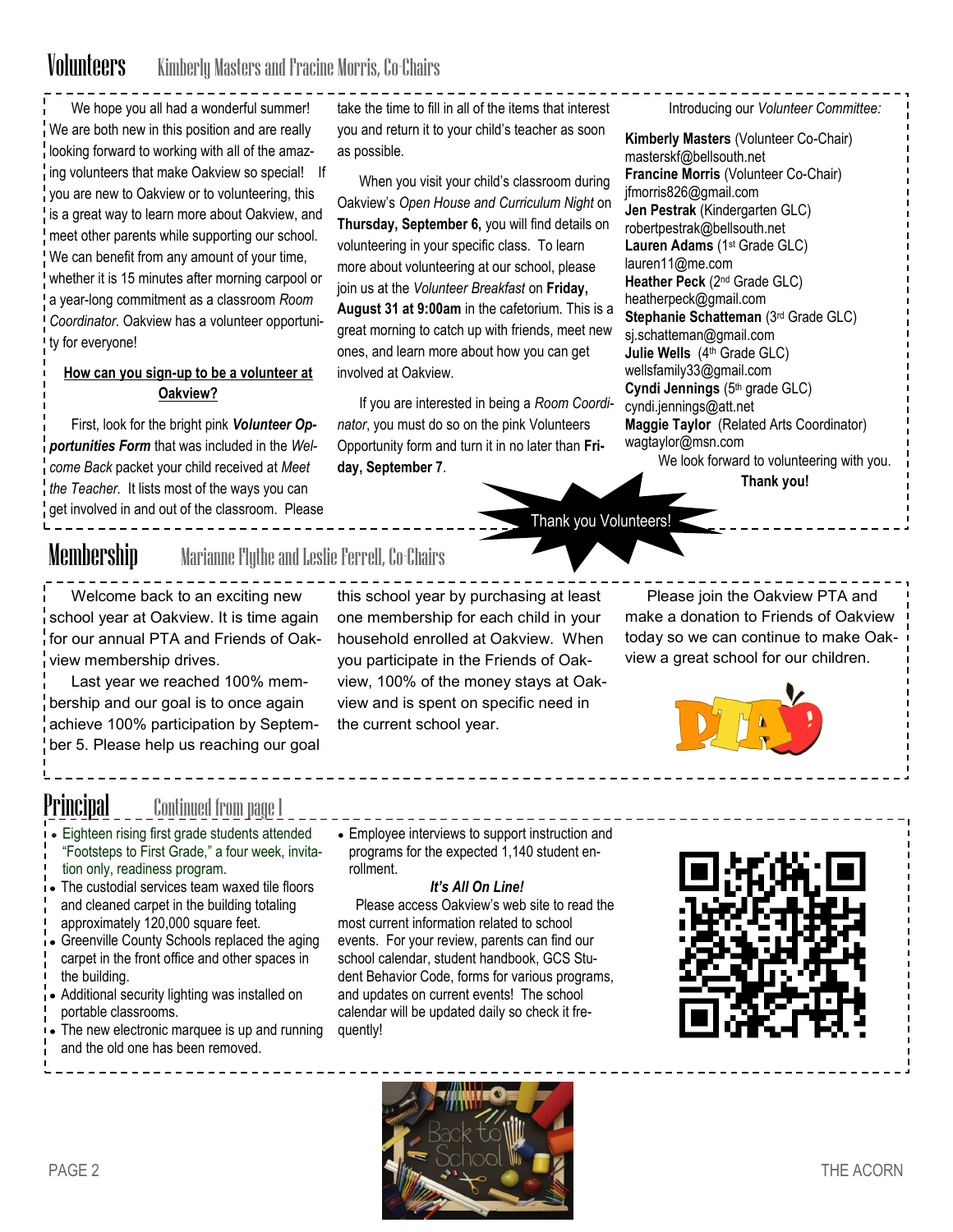## Volunteers Kimberly Masters and Fracine Morris, Co-Chairs

We hope you all had a wonderful summer! We are both new in this position and are really looking forward to working with all of the amazing volunteers that make Oakview so special! If you are new to Oakview or to volunteering, this is a great way to learn more about Oakview, and meet other parents while supporting our school. We can benefit from any amount of your time, whether it is 15 minutes after morning carpool or a year-long commitment as a classroom *Room Coordinator*. Oakview has a volunteer opportunity for everyone!

**How can you sign-up to be a volunteer at Oakview?**

First, look for the bright pink ***Volunteer Opportunities Form*** that was included in the *Welcome Back* packet your child received at *Meet the Teacher.* It lists most of the ways you can get involved in and out of the classroom. Please take the time to fill in all of the items that interest you and return it to your child's teacher as soon as possible.

When you visit your child's classroom during Oakview's *Open House and Curriculum Night* on **Thursday, September 6,** you will find details on volunteering in your specific class. To learn more about volunteering at our school, please join us at the *Volunteer Breakfast* on **Friday, August 31 at 9:00am** in the cafetorium. This is a great morning to catch up with friends, meet new ones, and learn more about how you can get involved at Oakview.

If you are interested in being a *Room Coordinator*, you must do so on the pink Volunteers Opportunity form and turn it in no later than **Friday, September 7**.

Introducing our *Volunteer Committee:*

**Kimberly Masters** (Volunteer Co-Chair) masterskf@bellsouth.net
**Francine Morris** (Volunteer Co-Chair) jfmorris826@gmail.com
**Jen Pestrak** (Kindergarten GLC) robertpestrak@bellsouth.net
**Lauren Adams** (1st Grade GLC) lauren11@me.com
**Heather Peck** (2nd Grade GLC) heatherpeck@gmail.com
**Stephanie Schatteman** (3rd Grade GLC) sj.schatteman@gmail.com
**Julie Wells** (4th Grade GLC) wellsfamily33@gmail.com
**Cyndi Jennings** (5th grade GLC) cyndi.jennings@att.net
**Maggie Taylor** (Related Arts Coordinator) wagtaylor@msn.com

We look forward to volunteering with you.

**Thank you!**

Thank you Volunteers!

## Membership Marianne Flythe and Leslie Ferrell, Co-Chairs

Welcome back to an exciting new school year at Oakview. It is time again for our annual PTA and Friends of Oakview membership drives.

Last year we reached 100% membership and our goal is to once again achieve 100% participation by September 5. Please help us reaching our goal this school year by purchasing at least one membership for each child in your household enrolled at Oakview. When you participate in the Friends of Oakview, 100% of the money stays at Oakview and is spent on specific need in the current school year.

Please join the Oakview PTA and make a donation to Friends of Oakview today so we can continue to make Oakview a great school for our children.

PTA

## Principal Continued from page 1

- Eighteen rising first grade students attended "Footsteps to First Grade," a four week, invitation only, readiness program.
- The custodial services team waxed tile floors and cleaned carpet in the building totaling approximately 120,000 square feet.
- Greenville County Schools replaced the aging carpet in the front office and other spaces in the building.
- Additional security lighting was installed on portable classrooms.
- The new electronic marquee is up and running and the old one has been removed.
- Employee interviews to support instruction and programs for the expected 1,140 student enrollment.

***It's All On Line!***

Please access Oakview's web site to read the most current information related to school events. For your review, parents can find our school calendar, student handbook, GCS Student Behavior Code, forms for various programs, and updates on current events! The school calendar will be updated daily so check it frequently!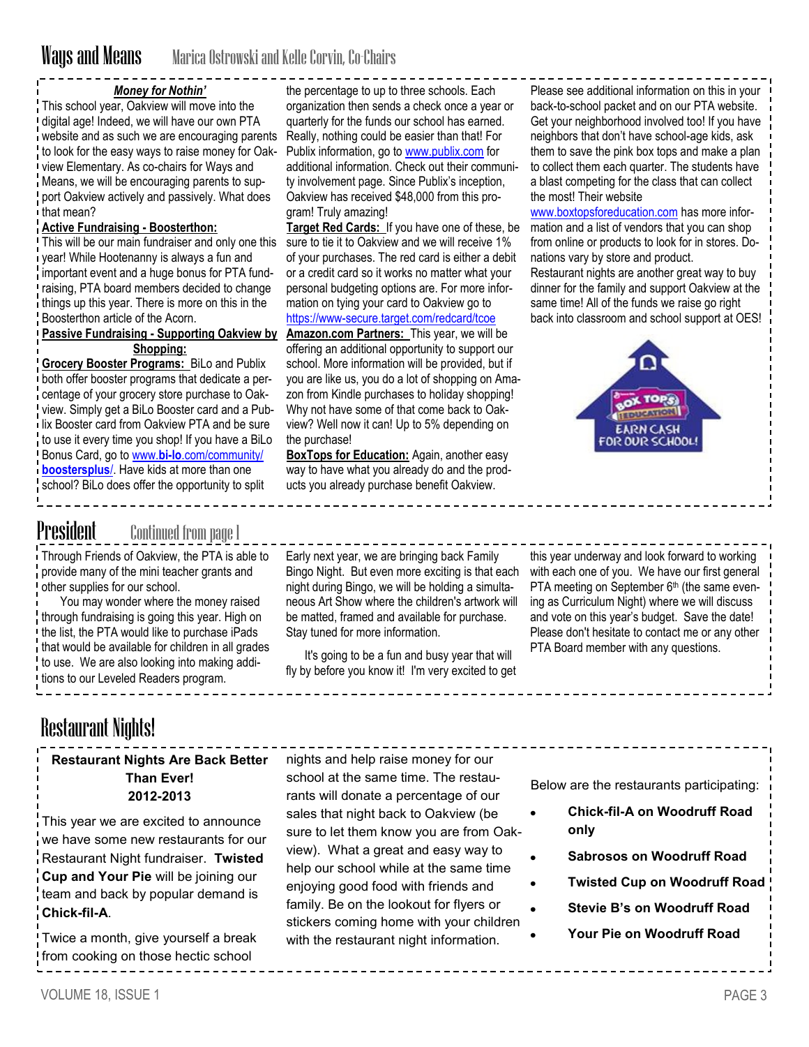# Ways and Means

Marica Ostrowski and Kelle Corvin, Co-Chairs

***Money for Nothin'***

This school year, Oakview will move into the digital age! Indeed, we will have our own PTA website and as such we are encouraging parents to look for the easy ways to raise money for Oakview Elementary. As co-chairs for Ways and Means, we will be encouraging parents to support Oakview actively and passively. What does that mean?

**Active Fundraising - Boosterthon:**
This will be our main fundraiser and only one this year! While Hootenanny is always a fun and important event and a huge bonus for PTA fundraising, PTA board members decided to change things up this year. There is more on this in the Boosterthon article of the Acorn.

**Passive Fundraising - Supporting Oakview by Shopping:**

**Grocery Booster Programs:** BiLo and Publix both offer booster programs that dedicate a percentage of your grocery store purchase to Oakview. Simply get a BiLo Booster card and a Publix Booster card from Oakview PTA and be sure to use it every time you shop! If you have a BiLo Bonus Card, go to www.bi-lo.com/community/boostersplus/. Have kids at more than one school? BiLo does offer the opportunity to split the percentage to up to three schools. Each organization then sends a check once a year or quarterly for the funds our school has earned. Really, nothing could be easier than that! For Publix information, go to www.publix.com for additional information. Check out their community involvement page. Since Publix's inception, Oakview has received $48,000 from this program! Truly amazing!

**Target Red Cards:** If you have one of these, be sure to tie it to Oakview and we will receive 1% of your purchases. The red card is either a debit or a credit card so it works no matter what your personal budgeting options are. For more information on tying your card to Oakview go to https://www-secure.target.com/redcard/tcoe

**Amazon.com Partners:** This year, we will be offering an additional opportunity to support our school. More information will be provided, but if you are like us, you do a lot of shopping on Amazon from Kindle purchases to holiday shopping! Why not have some of that come back to Oakview? Well now it can! Up to 5% depending on the purchase!

**BoxTops for Education:** Again, another easy way to have what you already do and the products you already purchase benefit Oakview. Please see additional information on this in your back-to-school packet and on our PTA website. Get your neighborhood involved too! If you have neighbors that don't have school-age kids, ask them to save the pink box tops and make a plan to collect them each quarter. The students have a blast competing for the class that can collect the most! Their website www.boxtopsforeducation.com has more information and a list of vendors that you can shop from online or products to look for in stores. Donations vary by store and product.

Restaurant nights are another great way to buy dinner for the family and support Oakview at the same time! All of the funds we raise go right back into classroom and school support at OES!

# President

Continued from page 1

Through Friends of Oakview, the PTA is able to provide many of the mini teacher grants and other supplies for our school.

You may wonder where the money raised through fundraising is going this year. High on the list, the PTA would like to purchase iPads that would be available for children in all grades to use. We are also looking into making additions to our Leveled Readers program.

Early next year, we are bringing back Family Bingo Night. But even more exciting is that each night during Bingo, we will be holding a simultaneous Art Show where the children's artwork will be matted, framed and available for purchase. Stay tuned for more information.

It's going to be a fun and busy year that will fly by before you know it! I'm very excited to get this year underway and look forward to working with each one of you. We have our first general PTA meeting on September 6th (the same evening as Curriculum Night) where we will discuss and vote on this year's budget. Save the date! Please don't hesitate to contact me or any other PTA Board member with any questions.

# Restaurant Nights!

**Restaurant Nights Are Back Better Than Ever!**
**2012-2013**

This year we are excited to announce we have some new restaurants for our Restaurant Night fundraiser. **Twisted Cup and Your Pie** will be joining our team and back by popular demand is **Chick-fil-A**.

Twice a month, give yourself a break from cooking on those hectic school nights and help raise money for our school at the same time. The restaurants will donate a percentage of our sales that night back to Oakview (be sure to let them know you are from Oakview). What a great and easy way to help our school while at the same time enjoying good food with friends and family. Be on the lookout for flyers or stickers coming home with your children with the restaurant night information.

Below are the restaurants participating:

- **Chick-fil-A on Woodruff Road only**
- **Sabrosos on Woodruff Road**
- **Twisted Cup on Woodruff Road**
- **Stevie B's on Woodruff Road**
- **Your Pie on Woodruff Road**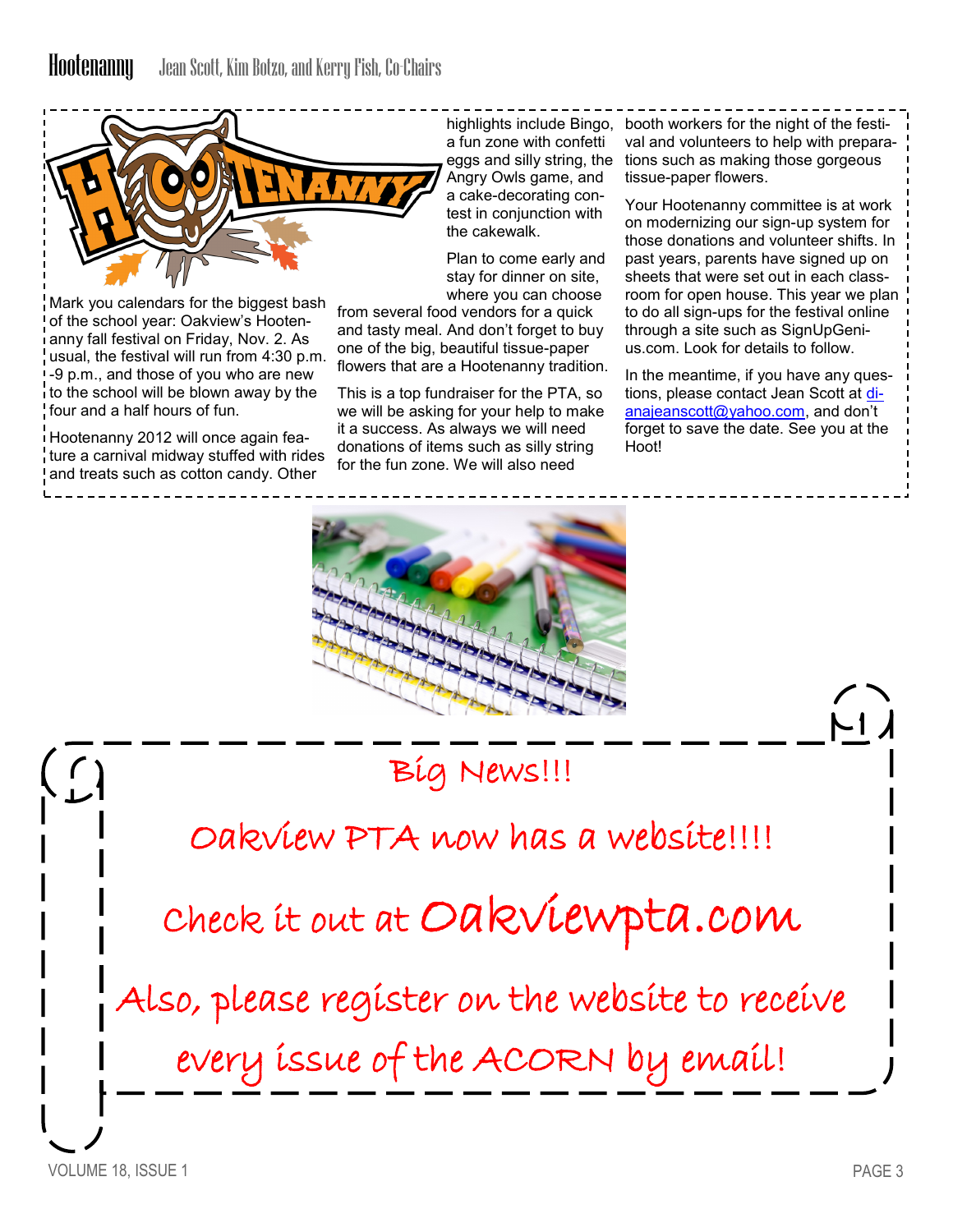## Hootenanny

Jean Scott, Kim Botzo, and Kerry Fish, Co-Chairs

Mark you calendars for the biggest bash of the school year: Oakview's Hootenanny fall festival on Friday, Nov. 2. As usual, the festival will run from 4:30 p.m. -9 p.m., and those of you who are new to the school will be blown away by the four and a half hours of fun.

Hootenanny 2012 will once again feature a carnival midway stuffed with rides and treats such as cotton candy. Other highlights include Bingo, a fun zone with confetti eggs and silly string, the Angry Owls game, and a cake-decorating contest in conjunction with the cakewalk.

Plan to come early and stay for dinner on site, where you can choose from several food vendors for a quick and tasty meal. And don't forget to buy one of the big, beautiful tissue-paper flowers that are a Hootenanny tradition.

This is a top fundraiser for the PTA, so we will be asking for your help to make it a success. As always we will need donations of items such as silly string for the fun zone. We will also need booth workers for the night of the festival and volunteers to help with preparations such as making those gorgeous tissue-paper flowers.

Your Hootenanny committee is at work on modernizing our sign-up system for those donations and volunteer shifts. In past years, parents have signed up on sheets that were set out in each classroom for open house. This year we plan to do all sign-ups for the festival online through a site such as SignUpGenius.com. Look for details to follow.

In the meantime, if you have any questions, please contact Jean Scott at dianajeanscott@yahoo.com, and don't forget to save the date. See you at the Hoot!

Big News!!!

Oakview PTA now has a website!!!!

Check it out at Oakviewpta.com

Also, please register on the website to receive every issue of the ACORN by email!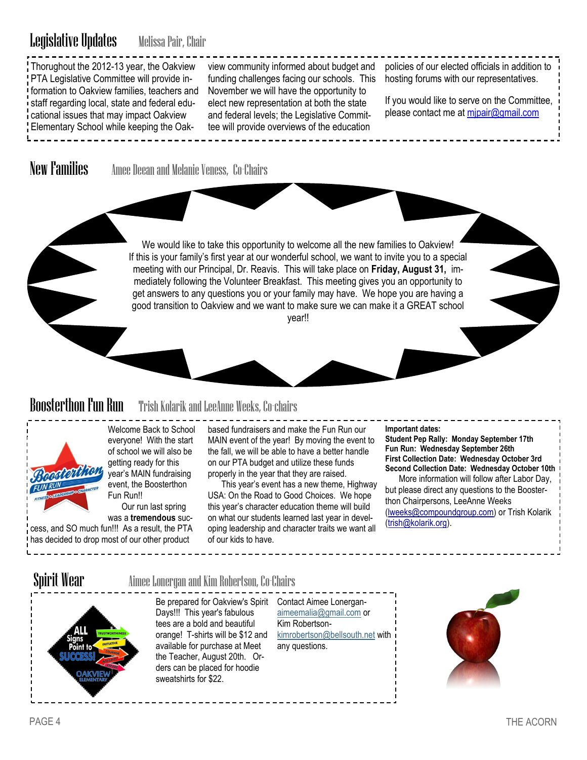## Legislative Updates

Melissa Pair, Chair

Thorughout the 2012-13 year, the Oakview PTA Legislative Committee will provide information to Oakview families, teachers and staff regarding local, state and federal educational issues that may impact Oakview Elementary School while keeping the Oakview community informed about budget and funding challenges facing our schools. This November we will have the opportunity to elect new representation at both the state and federal levels; the Legislative Committee will provide overviews of the education policies of our elected officials in addition to hosting forums with our representatives.

If you would like to serve on the Committee, please contact me at mjpair@gmail.com

## New Families

Amee Decan and Melanie Veness, Co-Chairs

We would like to take this opportunity to welcome all the new families to Oakview! If this is your family's first year at our wonderful school, we want to invite you to a special meeting with our Principal, Dr. Reavis. This will take place on **Friday, August 31,** immediately following the Volunteer Breakfast. This meeting gives you an opportunity to get answers to any questions you or your family may have. We hope you are having a good transition to Oakview and we want to make sure we can make it a GREAT school year!!

## Boosterthon Fun Run

Trish Kolarik and LeeAnne Weeks, Co-chairs

Welcome Back to School everyone! With the start of school we will also be getting ready for this year's MAIN fundraising event, the Boosterthon Fun Run!!

Our run last spring was a **tremendous** success, and SO much fun!!! As a result, the PTA has decided to drop most of our other product based fundraisers and make the Fun Run our MAIN event of the year! By moving the event to the fall, we will be able to have a better handle on our PTA budget and utilize these funds properly in the year that they are raised.

This year's event has a new theme, Highway USA: On the Road to Good Choices. We hope this year's character education theme will build on what our students learned last year in developing leadership and character traits we want all of our kids to have.

**Important dates:**

**Student Pep Rally: Monday September 17th**
**Fun Run: Wednesday September 26th**
**First Collection Date: Wednesday October 3rd**
**Second Collection Date: Wednesday October 10th**

More information will follow after Labor Day, but please direct any questions to the Boosterthon Chairpersons, LeeAnne Weeks (lweeks@compoundgroup.com) or Trish Kolarik (trish@kolarik.org).

## Spirit Wear

Aimee Lonergan and Kim Robertson, Co-Chairs

Be prepared for Oakview's Spirit Days!!! This year's fabulous tees are a bold and beautiful orange! T-shirts will be $12 and available for purchase at Meet the Teacher, August 20th. Orders can be placed for hoodie sweatshirts for $22.

Contact Aimee Lonergan-aimeemalia@gmail.com or Kim Robertson-kimrobertson@bellsouth.net with any questions.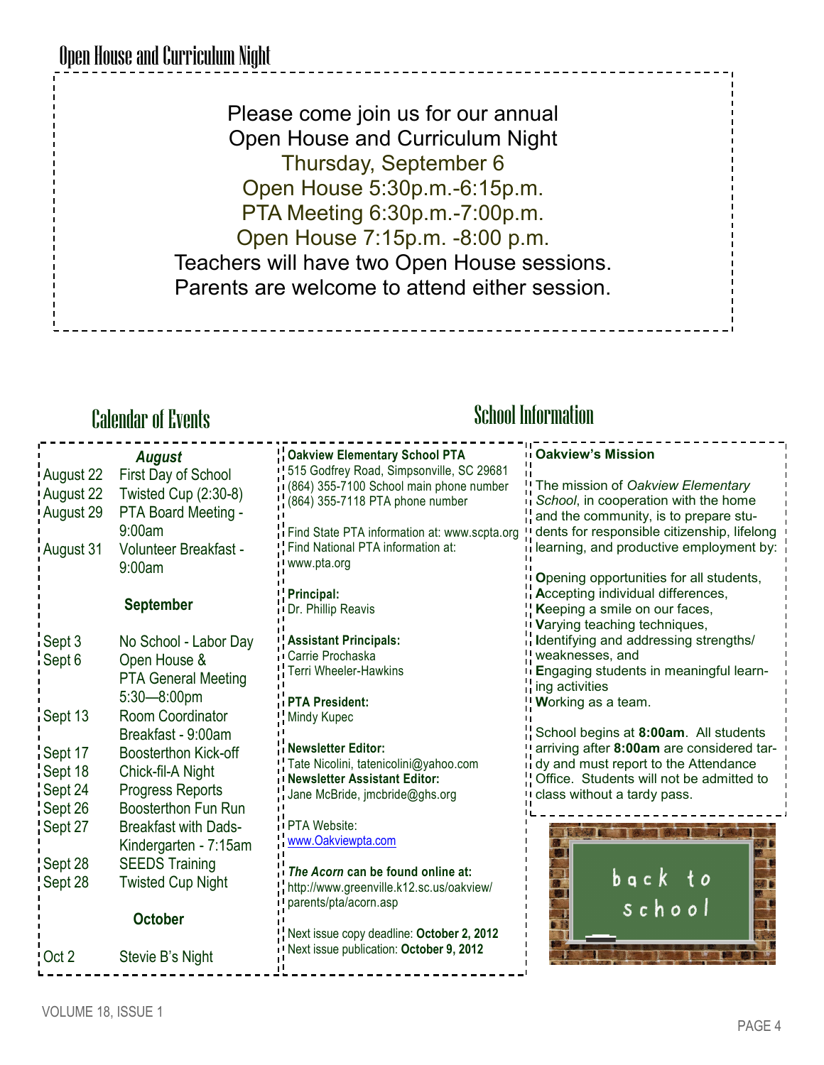## Open House and Curriculum Night

Please come join us for our annual
Open House and Curriculum Night
Thursday, September 6
Open House 5:30p.m.-6:15p.m.
PTA Meeting 6:30p.m.-7:00p.m.
Open House 7:15p.m. -8:00 p.m.
Teachers will have two Open House sessions.
Parents are welcome to attend either session.

## Calendar of Events

***August***

| | |
|---|---|
| August 22 | First Day of School |
| August 22 | Twisted Cup (2:30-8) |
| August 29 | PTA Board Meeting - 9:00am |
| August 31 | Volunteer Breakfast - 9:00am |

**September**

| | |
|---|---|
| Sept 3 | No School - Labor Day |
| Sept 6 | Open House & PTA General Meeting 5:30—8:00pm |
| Sept 13 | Room Coordinator Breakfast - 9:00am |
| Sept 17 | Boosterthon Kick-off |
| Sept 18 | Chick-fil-A Night |
| Sept 24 | Progress Reports |
| Sept 26 | Boosterthon Fun Run |
| Sept 27 | Breakfast with Dads-Kindergarten - 7:15am |
| Sept 28 | SEEDS Training |
| Sept 28 | Twisted Cup Night |

**October**

| | |
|---|---|
| Oct 2 | Stevie B's Night |

## School Information

**Oakview Elementary School PTA**
515 Godfrey Road, Simpsonville, SC 29681
(864) 355-7100 School main phone number
(864) 355-7118 PTA phone number

Find State PTA information at: www.scpta.org
Find National PTA information at: www.pta.org

**Principal:**
Dr. Phillip Reavis

**Assistant Principals:**
Carrie Prochaska
Terri Wheeler-Hawkins

**PTA President:**
Mindy Kupec

**Newsletter Editor:**
Tate Nicolini, tatenicolini@yahoo.com
**Newsletter Assistant Editor:**
Jane McBride, jmcbride@ghs.org

PTA Website:
www.Oakviewpta.com

***The Acorn*** **can be found online at:**
http://www.greenville.k12.sc.us/oakview/parents/pta/acorn.asp

Next issue copy deadline: **October 2, 2012**
Next issue publication: **October 9, 2012**

**Oakview's Mission**

The mission of *Oakview Elementary School*, in cooperation with the home and the community, is to prepare students for responsible citizenship, lifelong learning, and productive employment by:

**O**pening opportunities for all students,
**A**ccepting individual differences,
**K**eeping a smile on our faces,
**V**arying teaching techniques,
**I**dentifying and addressing strengths/weaknesses, and
**E**ngaging students in meaningful learning activities
**W**orking as a team.

School begins at **8:00am**. All students arriving after **8:00am** are considered tardy and must report to the Attendance Office. Students will not be admitted to class without a tardy pass.

back to school